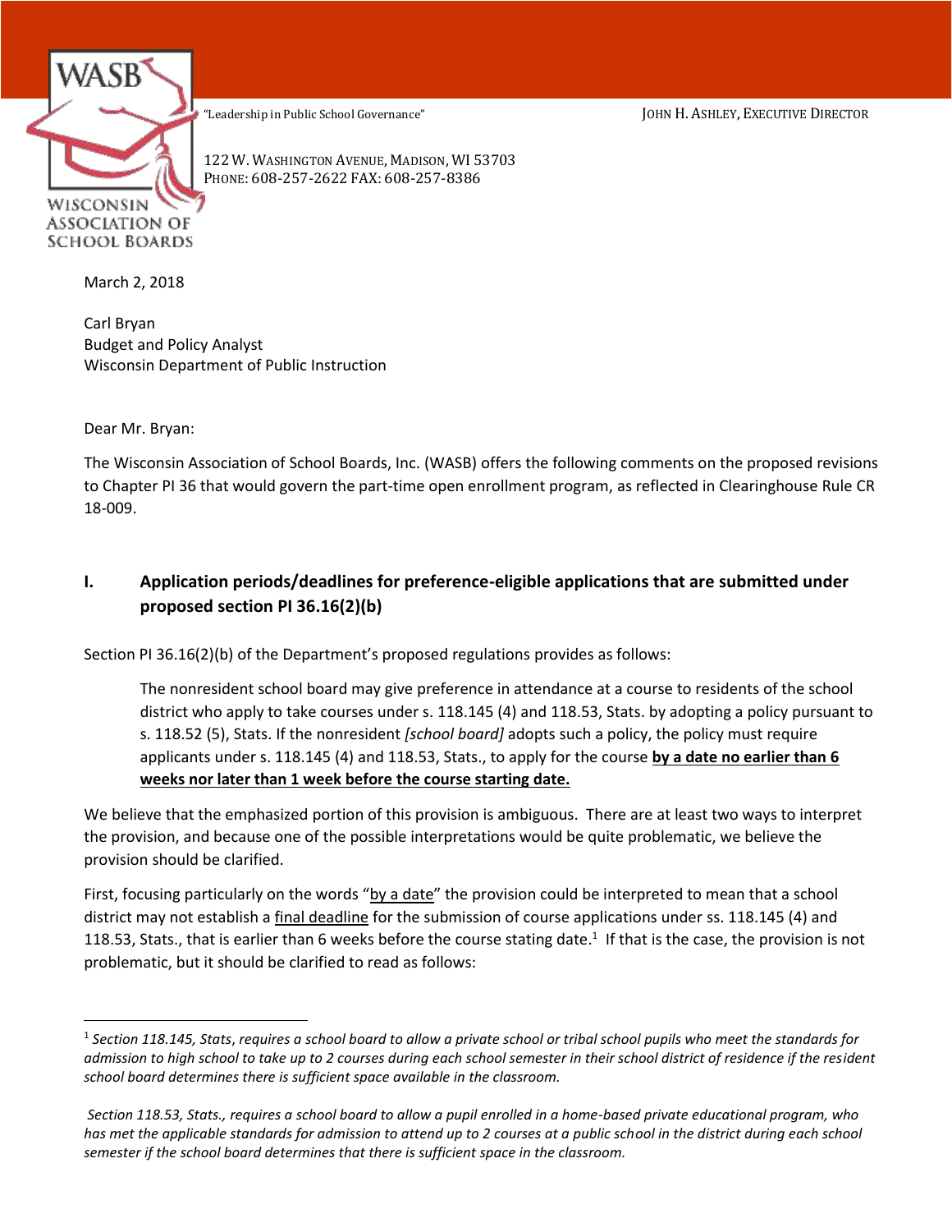WASB

WISCONSIN ASSOCIATION OF SCHOOL BOARDS

"Leadership in Public School Governance"

JOHN H. ASHLEY, EXECUTIVE DIRECTOR

122 W. WASHINGTON AVENUE, MADISON, WI 53703
PHONE: 608-257-2622 FAX: 608-257-8386

March 2, 2018

Carl Bryan
Budget and Policy Analyst
Wisconsin Department of Public Instruction

Dear Mr. Bryan:

The Wisconsin Association of School Boards, Inc. (WASB) offers the following comments on the proposed revisions to Chapter PI 36 that would govern the part-time open enrollment program, as reflected in Clearinghouse Rule CR 18-009.

## I. Application periods/deadlines for preference-eligible applications that are submitted under proposed section PI 36.16(2)(b)

Section PI 36.16(2)(b) of the Department's proposed regulations provides as follows:

> The nonresident school board may give preference in attendance at a course to residents of the school district who apply to take courses under s. 118.145 (4) and 118.53, Stats. by adopting a policy pursuant to s. 118.52 (5), Stats. If the nonresident *[school board]* adopts such a policy, the policy must require applicants under s. 118.145 (4) and 118.53, Stats., to apply for the course **by a date no earlier than 6 weeks nor later than 1 week before the course starting date.**

We believe that the emphasized portion of this provision is ambiguous. There are at least two ways to interpret the provision, and because one of the possible interpretations would be quite problematic, we believe the provision should be clarified.

First, focusing particularly on the words "by a date" the provision could be interpreted to mean that a school district may not establish a final deadline for the submission of course applications under ss. 118.145 (4) and 118.53, Stats., that is earlier than 6 weeks before the course stating date.[1] If that is the case, the provision is not problematic, but it should be clarified to read as follows:

---

[1] *Section 118.145, Stats, requires a school board to allow a private school or tribal school pupils who meet the standards for admission to high school to take up to 2 courses during each school semester in their school district of residence if the resident school board determines there is sufficient space available in the classroom.*

*Section 118.53, Stats., requires a school board to allow a pupil enrolled in a home-based private educational program, who has met the applicable standards for admission to attend up to 2 courses at a public school in the district during each school semester if the school board determines that there is sufficient space in the classroom.*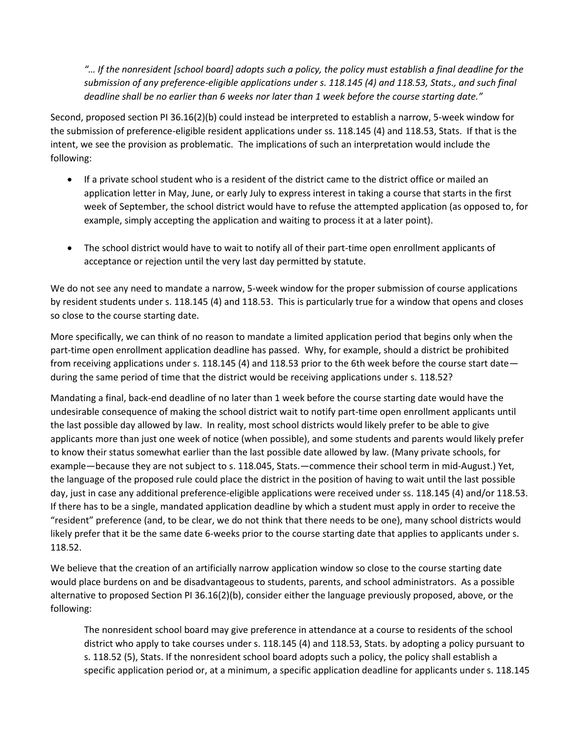*"… If the nonresident [school board] adopts such a policy, the policy must establish a final deadline for the submission of any preference-eligible applications under s. 118.145 (4) and 118.53, Stats., and such final deadline shall be no earlier than 6 weeks nor later than 1 week before the course starting date."*

Second, proposed section PI 36.16(2)(b) could instead be interpreted to establish a narrow, 5-week window for the submission of preference-eligible resident applications under ss. 118.145 (4) and 118.53, Stats. If that is the intent, we see the provision as problematic. The implications of such an interpretation would include the following:

- If a private school student who is a resident of the district came to the district office or mailed an application letter in May, June, or early July to express interest in taking a course that starts in the first week of September, the school district would have to refuse the attempted application (as opposed to, for example, simply accepting the application and waiting to process it at a later point).

- The school district would have to wait to notify all of their part-time open enrollment applicants of acceptance or rejection until the very last day permitted by statute.

We do not see any need to mandate a narrow, 5-week window for the proper submission of course applications by resident students under s. 118.145 (4) and 118.53. This is particularly true for a window that opens and closes so close to the course starting date.

More specifically, we can think of no reason to mandate a limited application period that begins only when the part-time open enrollment application deadline has passed. Why, for example, should a district be prohibited from receiving applications under s. 118.145 (4) and 118.53 prior to the 6th week before the course start date—during the same period of time that the district would be receiving applications under s. 118.52?

Mandating a final, back-end deadline of no later than 1 week before the course starting date would have the undesirable consequence of making the school district wait to notify part-time open enrollment applicants until the last possible day allowed by law. In reality, most school districts would likely prefer to be able to give applicants more than just one week of notice (when possible), and some students and parents would likely prefer to know their status somewhat earlier than the last possible date allowed by law. (Many private schools, for example—because they are not subject to s. 118.045, Stats.—commence their school term in mid-August.) Yet, the language of the proposed rule could place the district in the position of having to wait until the last possible day, just in case any additional preference-eligible applications were received under ss. 118.145 (4) and/or 118.53. If there has to be a single, mandated application deadline by which a student must apply in order to receive the "resident" preference (and, to be clear, we do not think that there needs to be one), many school districts would likely prefer that it be the same date 6-weeks prior to the course starting date that applies to applicants under s. 118.52.

We believe that the creation of an artificially narrow application window so close to the course starting date would place burdens on and be disadvantageous to students, parents, and school administrators. As a possible alternative to proposed Section PI 36.16(2)(b), consider either the language previously proposed, above, or the following:

> The nonresident school board may give preference in attendance at a course to residents of the school district who apply to take courses under s. 118.145 (4) and 118.53, Stats. by adopting a policy pursuant to s. 118.52 (5), Stats. If the nonresident school board adopts such a policy, the policy shall establish a specific application period or, at a minimum, a specific application deadline for applicants under s. 118.145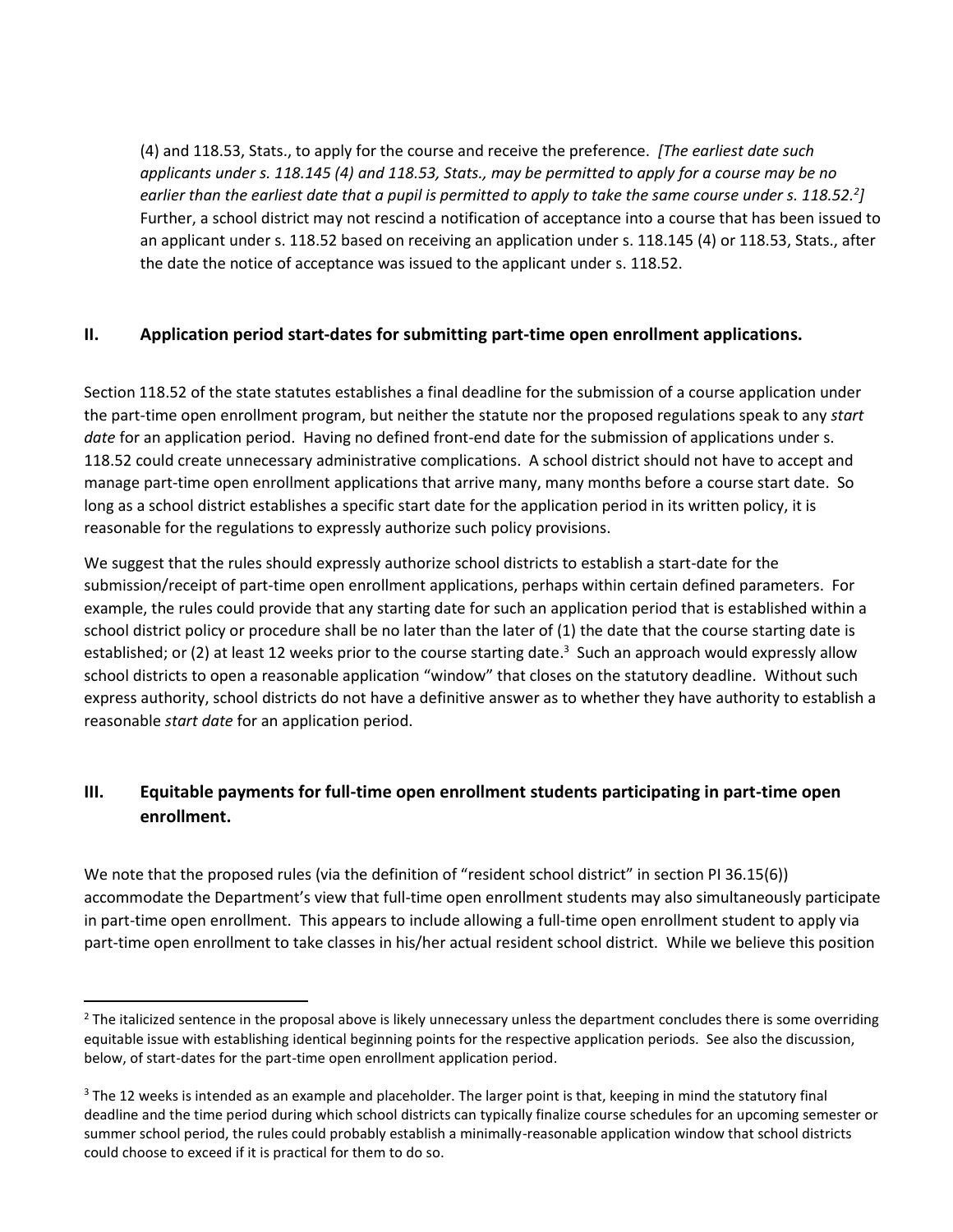(4) and 118.53, Stats., to apply for the course and receive the preference. *[The earliest date such applicants under s. 118.145 (4) and 118.53, Stats., may be permitted to apply for a course may be no earlier than the earliest date that a pupil is permitted to apply to take the same course under s. 118.52.[2]]* Further, a school district may not rescind a notification of acceptance into a course that has been issued to an applicant under s. 118.52 based on receiving an application under s. 118.145 (4) or 118.53, Stats., after the date the notice of acceptance was issued to the applicant under s. 118.52.

## II. Application period start-dates for submitting part-time open enrollment applications.

Section 118.52 of the state statutes establishes a final deadline for the submission of a course application under the part-time open enrollment program, but neither the statute nor the proposed regulations speak to any *start date* for an application period. Having no defined front-end date for the submission of applications under s. 118.52 could create unnecessary administrative complications. A school district should not have to accept and manage part-time open enrollment applications that arrive many, many months before a course start date. So long as a school district establishes a specific start date for the application period in its written policy, it is reasonable for the regulations to expressly authorize such policy provisions.

We suggest that the rules should expressly authorize school districts to establish a start-date for the submission/receipt of part-time open enrollment applications, perhaps within certain defined parameters. For example, the rules could provide that any starting date for such an application period that is established within a school district policy or procedure shall be no later than the later of (1) the date that the course starting date is established; or (2) at least 12 weeks prior to the course starting date.[3] Such an approach would expressly allow school districts to open a reasonable application "window" that closes on the statutory deadline. Without such express authority, school districts do not have a definitive answer as to whether they have authority to establish a reasonable *start date* for an application period.

## III. Equitable payments for full-time open enrollment students participating in part-time open enrollment.

We note that the proposed rules (via the definition of "resident school district" in section PI 36.15(6)) accommodate the Department's view that full-time open enrollment students may also simultaneously participate in part-time open enrollment. This appears to include allowing a full-time open enrollment student to apply via part-time open enrollment to take classes in his/her actual resident school district. While we believe this position

---

[2] The italicized sentence in the proposal above is likely unnecessary unless the department concludes there is some overriding equitable issue with establishing identical beginning points for the respective application periods. See also the discussion, below, of start-dates for the part-time open enrollment application period.

[3] The 12 weeks is intended as an example and placeholder. The larger point is that, keeping in mind the statutory final deadline and the time period during which school districts can typically finalize course schedules for an upcoming semester or summer school period, the rules could probably establish a minimally-reasonable application window that school districts could choose to exceed if it is practical for them to do so.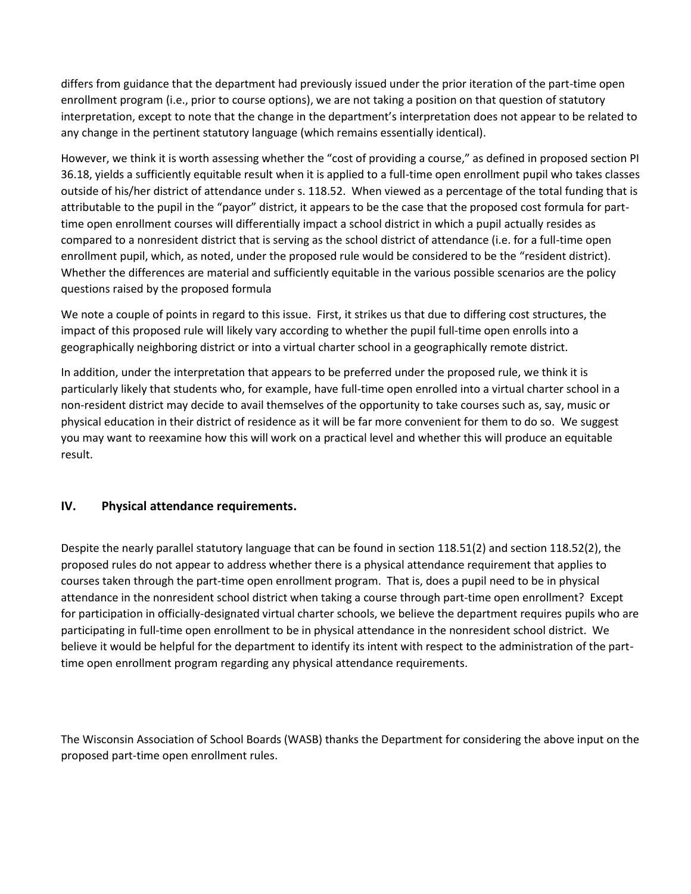differs from guidance that the department had previously issued under the prior iteration of the part-time open enrollment program (i.e., prior to course options), we are not taking a position on that question of statutory interpretation, except to note that the change in the department's interpretation does not appear to be related to any change in the pertinent statutory language (which remains essentially identical).

However, we think it is worth assessing whether the "cost of providing a course," as defined in proposed section PI 36.18, yields a sufficiently equitable result when it is applied to a full-time open enrollment pupil who takes classes outside of his/her district of attendance under s. 118.52. When viewed as a percentage of the total funding that is attributable to the pupil in the "payor" district, it appears to be the case that the proposed cost formula for part-time open enrollment courses will differentially impact a school district in which a pupil actually resides as compared to a nonresident district that is serving as the school district of attendance (i.e. for a full-time open enrollment pupil, which, as noted, under the proposed rule would be considered to be the "resident district). Whether the differences are material and sufficiently equitable in the various possible scenarios are the policy questions raised by the proposed formula

We note a couple of points in regard to this issue. First, it strikes us that due to differing cost structures, the impact of this proposed rule will likely vary according to whether the pupil full-time open enrolls into a geographically neighboring district or into a virtual charter school in a geographically remote district.

In addition, under the interpretation that appears to be preferred under the proposed rule, we think it is particularly likely that students who, for example, have full-time open enrolled into a virtual charter school in a non-resident district may decide to avail themselves of the opportunity to take courses such as, say, music or physical education in their district of residence as it will be far more convenient for them to do so. We suggest you may want to reexamine how this will work on a practical level and whether this will produce an equitable result.

## IV. Physical attendance requirements.

Despite the nearly parallel statutory language that can be found in section 118.51(2) and section 118.52(2), the proposed rules do not appear to address whether there is a physical attendance requirement that applies to courses taken through the part-time open enrollment program. That is, does a pupil need to be in physical attendance in the nonresident school district when taking a course through part-time open enrollment? Except for participation in officially-designated virtual charter schools, we believe the department requires pupils who are participating in full-time open enrollment to be in physical attendance in the nonresident school district. We believe it would be helpful for the department to identify its intent with respect to the administration of the part-time open enrollment program regarding any physical attendance requirements.

The Wisconsin Association of School Boards (WASB) thanks the Department for considering the above input on the proposed part-time open enrollment rules.